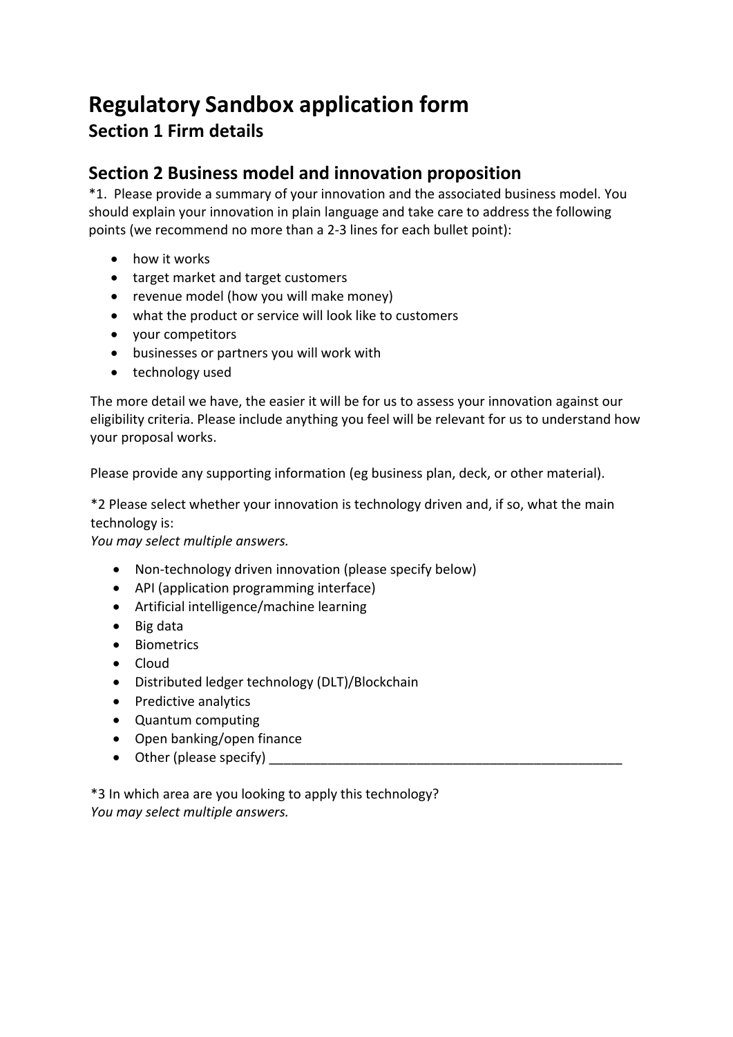# Regulatory Sandbox application form

## Section 1 Firm details

## Section 2 Business model and innovation proposition

*1. Please provide a summary of your innovation and the associated business model. You should explain your innovation in plain language and take care to address the following points (we recommend no more than a 2-3 lines for each bullet point):

- how it works
- target market and target customers
- revenue model (how you will make money)
- what the product or service will look like to customers
- your competitors
- businesses or partners you will work with
- technology used

The more detail we have, the easier it will be for us to assess your innovation against our eligibility criteria. Please include anything you feel will be relevant for us to understand how your proposal works.

Please provide any supporting information (eg business plan, deck, or other material).

*2 Please select whether your innovation is technology driven and, if so, what the main technology is:
*You may select multiple answers.*

- Non-technology driven innovation (please specify below)
- API (application programming interface)
- Artificial intelligence/machine learning
- Big data
- Biometrics
- Cloud
- Distributed ledger technology (DLT)/Blockchain
- Predictive analytics
- Quantum computing
- Open banking/open finance
- Other (please specify) __________________________________________________

*3 In which area are you looking to apply this technology?
*You may select multiple answers.*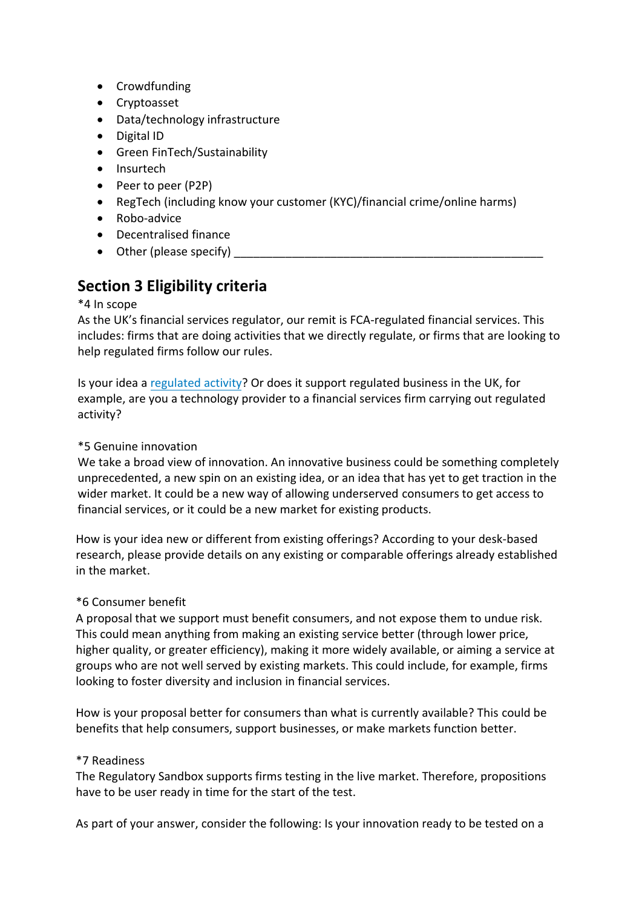- Crowdfunding
- Cryptoasset
- Data/technology infrastructure
- Digital ID
- Green FinTech/Sustainability
- Insurtech
- Peer to peer (P2P)
- RegTech (including know your customer (KYC)/financial crime/online harms)
- Robo-advice
- Decentralised finance
- Other (please specify) ___________________________________________________

## Section 3 Eligibility criteria

*4 In scope

As the UK's financial services regulator, our remit is FCA-regulated financial services. This includes: firms that are doing activities that we directly regulate, or firms that are looking to help regulated firms follow our rules.

Is your idea a regulated activity? Or does it support regulated business in the UK, for example, are you a technology provider to a financial services firm carrying out regulated activity?

*5 Genuine innovation

We take a broad view of innovation. An innovative business could be something completely unprecedented, a new spin on an existing idea, or an idea that has yet to get traction in the wider market. It could be a new way of allowing underserved consumers to get access to financial services, or it could be a new market for existing products.

How is your idea new or different from existing offerings? According to your desk-based research, please provide details on any existing or comparable offerings already established in the market.

*6 Consumer benefit

A proposal that we support must benefit consumers, and not expose them to undue risk. This could mean anything from making an existing service better (through lower price, higher quality, or greater efficiency), making it more widely available, or aiming a service at groups who are not well served by existing markets. This could include, for example, firms looking to foster diversity and inclusion in financial services.

How is your proposal better for consumers than what is currently available? This could be benefits that help consumers, support businesses, or make markets function better.

*7 Readiness

The Regulatory Sandbox supports firms testing in the live market. Therefore, propositions have to be user ready in time for the start of the test.

As part of your answer, consider the following: Is your innovation ready to be tested on a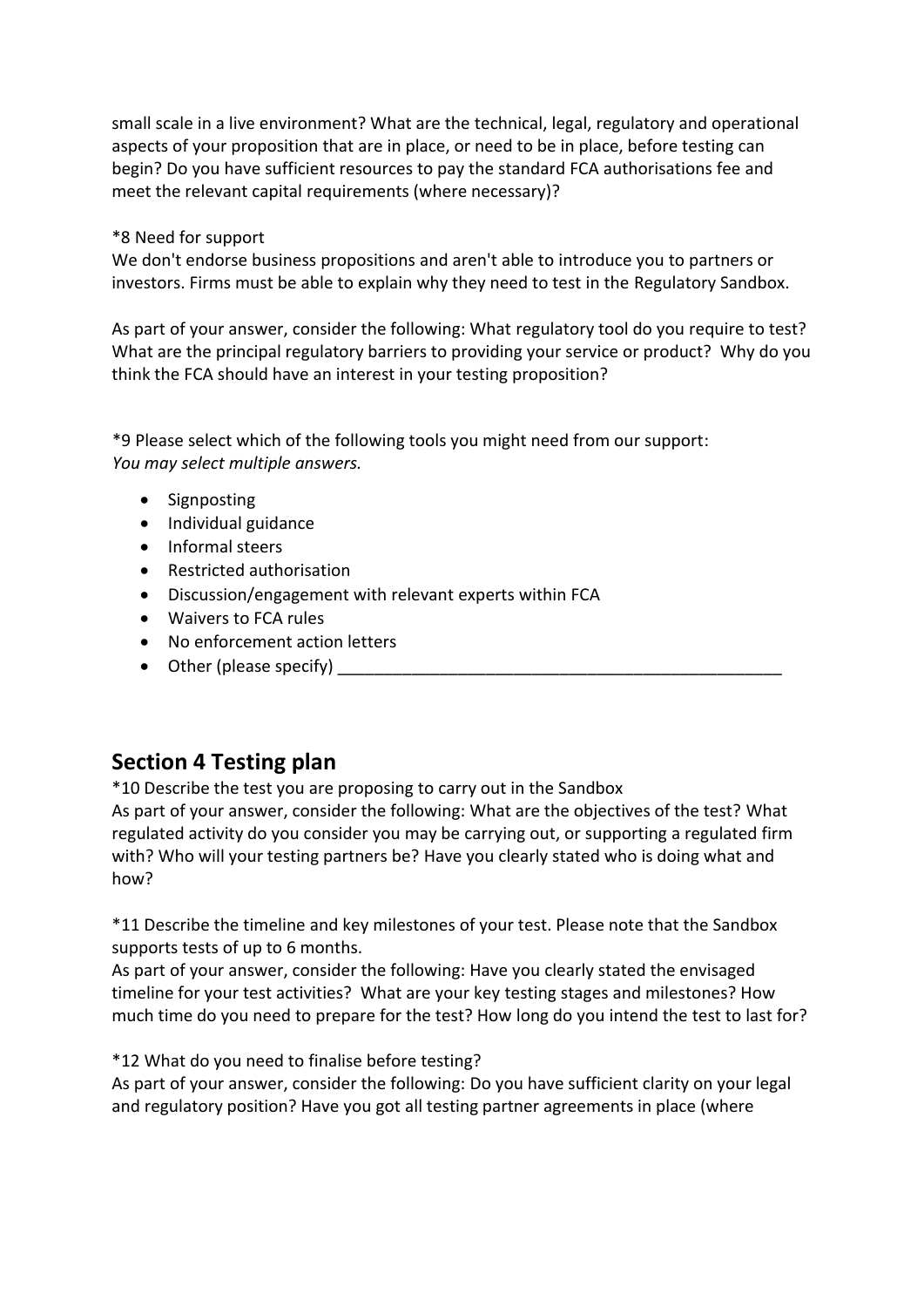small scale in a live environment? What are the technical, legal, regulatory and operational aspects of your proposition that are in place, or need to be in place, before testing can begin? Do you have sufficient resources to pay the standard FCA authorisations fee and meet the relevant capital requirements (where necessary)?

*8 Need for support
We don't endorse business propositions and aren't able to introduce you to partners or investors. Firms must be able to explain why they need to test in the Regulatory Sandbox.

As part of your answer, consider the following: What regulatory tool do you require to test? What are the principal regulatory barriers to providing your service or product? Why do you think the FCA should have an interest in your testing proposition?

*9 Please select which of the following tools you might need from our support:
*You may select multiple answers.*

- Signposting
- Individual guidance
- Informal steers
- Restricted authorisation
- Discussion/engagement with relevant experts within FCA
- Waivers to FCA rules
- No enforcement action letters
- Other (please specify) __________________________________________________

## Section 4 Testing plan

*10 Describe the test you are proposing to carry out in the Sandbox
As part of your answer, consider the following: What are the objectives of the test? What regulated activity do you consider you may be carrying out, or supporting a regulated firm with? Who will your testing partners be? Have you clearly stated who is doing what and how?

*11 Describe the timeline and key milestones of your test. Please note that the Sandbox supports tests of up to 6 months.
As part of your answer, consider the following: Have you clearly stated the envisaged timeline for your test activities? What are your key testing stages and milestones? How much time do you need to prepare for the test? How long do you intend the test to last for?

*12 What do you need to finalise before testing?
As part of your answer, consider the following: Do you have sufficient clarity on your legal and regulatory position? Have you got all testing partner agreements in place (where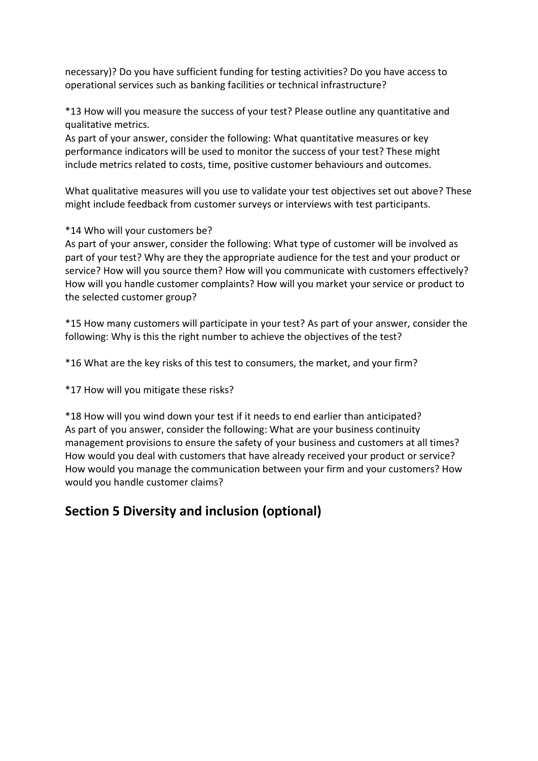necessary)? Do you have sufficient funding for testing activities? Do you have access to operational services such as banking facilities or technical infrastructure?

*13 How will you measure the success of your test? Please outline any quantitative and qualitative metrics.
As part of your answer, consider the following: What quantitative measures or key performance indicators will be used to monitor the success of your test? These might include metrics related to costs, time, positive customer behaviours and outcomes.

What qualitative measures will you use to validate your test objectives set out above? These might include feedback from customer surveys or interviews with test participants.

*14 Who will your customers be?
As part of your answer, consider the following: What type of customer will be involved as part of your test? Why are they the appropriate audience for the test and your product or service? How will you source them? How will you communicate with customers effectively? How will you handle customer complaints? How will you market your service or product to the selected customer group?

*15 How many customers will participate in your test? As part of your answer, consider the following: Why is this the right number to achieve the objectives of the test?

*16 What are the key risks of this test to consumers, the market, and your firm?

*17 How will you mitigate these risks?

*18 How will you wind down your test if it needs to end earlier than anticipated?
As part of you answer, consider the following: What are your business continuity management provisions to ensure the safety of your business and customers at all times? How would you deal with customers that have already received your product or service? How would you manage the communication between your firm and your customers? How would you handle customer claims?

## Section 5 Diversity and inclusion (optional)